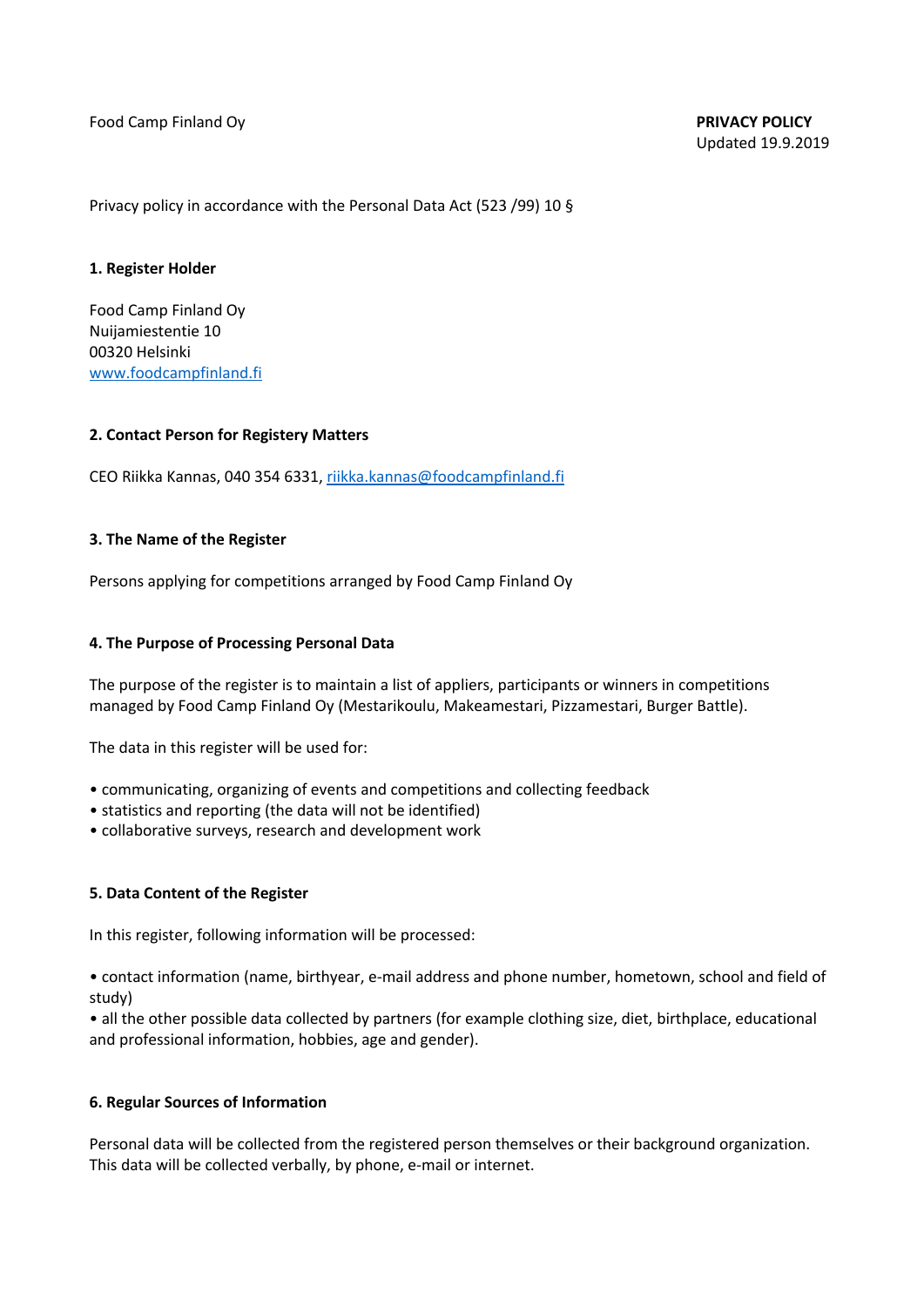Food Camp Finland Oy

**PRIVACY POLICY**
Updated 19.9.2019

Privacy policy in accordance with the Personal Data Act (523 /99) 10 §

## 1. Register Holder

Food Camp Finland Oy
Nuijamiestentie 10
00320 Helsinki
[www.foodcampfinland.fi](http://www.foodcampfinland.fi)

## 2. Contact Person for Registery Matters

CEO Riikka Kannas, 040 354 6331, [riikka.kannas@foodcampfinland.fi](mailto:riikka.kannas@foodcampfinland.fi)

## 3. The Name of the Register

Persons applying for competitions arranged by Food Camp Finland Oy

## 4. The Purpose of Processing Personal Data

The purpose of the register is to maintain a list of appliers, participants or winners in competitions managed by Food Camp Finland Oy (Mestarikoulu, Makeamestari, Pizzamestari, Burger Battle).

The data in this register will be used for:

- communicating, organizing of events and competitions and collecting feedback
- statistics and reporting (the data will not be identified)
- collaborative surveys, research and development work

## 5. Data Content of the Register

In this register, following information will be processed:

- contact information (name, birthyear, e-mail address and phone number, hometown, school and field of study)
- all the other possible data collected by partners (for example clothing size, diet, birthplace, educational and professional information, hobbies, age and gender).

## 6. Regular Sources of Information

Personal data will be collected from the registered person themselves or their background organization. This data will be collected verbally, by phone, e-mail or internet.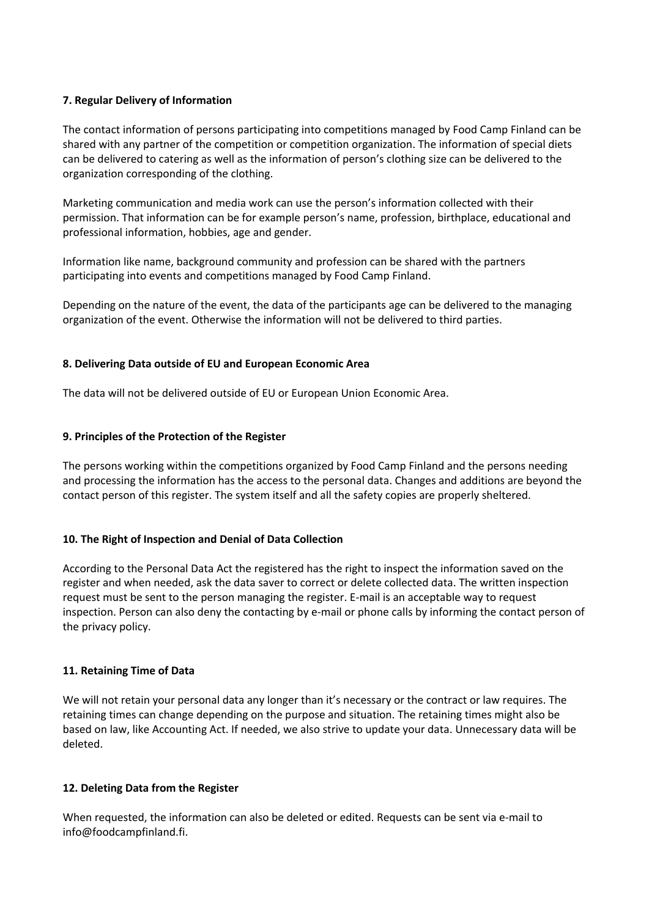**7. Regular Delivery of Information**

The contact information of persons participating into competitions managed by Food Camp Finland can be shared with any partner of the competition or competition organization. The information of special diets can be delivered to catering as well as the information of person's clothing size can be delivered to the organization corresponding of the clothing.

Marketing communication and media work can use the person's information collected with their permission. That information can be for example person's name, profession, birthplace, educational and professional information, hobbies, age and gender.

Information like name, background community and profession can be shared with the partners participating into events and competitions managed by Food Camp Finland.

Depending on the nature of the event, the data of the participants age can be delivered to the managing organization of the event. Otherwise the information will not be delivered to third parties.

**8. Delivering Data outside of EU and European Economic Area**

The data will not be delivered outside of EU or European Union Economic Area.

**9. Principles of the Protection of the Register**

The persons working within the competitions organized by Food Camp Finland and the persons needing and processing the information has the access to the personal data. Changes and additions are beyond the contact person of this register. The system itself and all the safety copies are properly sheltered.

**10. The Right of Inspection and Denial of Data Collection**

According to the Personal Data Act the registered has the right to inspect the information saved on the register and when needed, ask the data saver to correct or delete collected data. The written inspection request must be sent to the person managing the register. E-mail is an acceptable way to request inspection. Person can also deny the contacting by e-mail or phone calls by informing the contact person of the privacy policy.

**11. Retaining Time of Data**

We will not retain your personal data any longer than it's necessary or the contract or law requires. The retaining times can change depending on the purpose and situation. The retaining times might also be based on law, like Accounting Act. If needed, we also strive to update your data. Unnecessary data will be deleted.

**12. Deleting Data from the Register**

When requested, the information can also be deleted or edited. Requests can be sent via e-mail to info@foodcampfinland.fi.